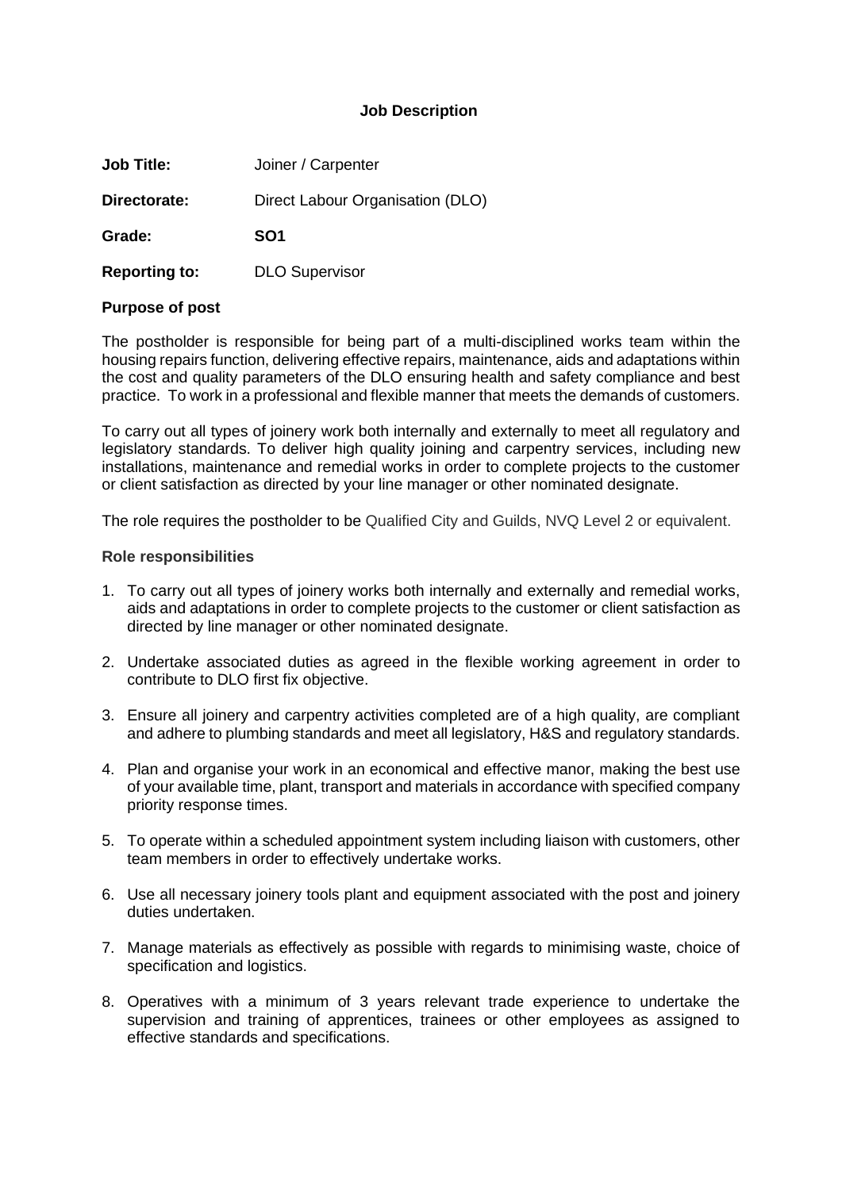# Job Description

**Job Title:** Joiner / Carpenter

**Directorate:** Direct Labour Organisation (DLO)

**Grade:** **SO1**

**Reporting to:** DLO Supervisor

## Purpose of post

The postholder is responsible for being part of a multi-disciplined works team within the housing repairs function, delivering effective repairs, maintenance, aids and adaptations within the cost and quality parameters of the DLO ensuring health and safety compliance and best practice. To work in a professional and flexible manner that meets the demands of customers.

To carry out all types of joinery work both internally and externally to meet all regulatory and legislatory standards. To deliver high quality joining and carpentry services, including new installations, maintenance and remedial works in order to complete projects to the customer or client satisfaction as directed by your line manager or other nominated designate.

The role requires the postholder to be Qualified City and Guilds, NVQ Level 2 or equivalent.

## Role responsibilities

1. To carry out all types of joinery works both internally and externally and remedial works, aids and adaptations in order to complete projects to the customer or client satisfaction as directed by line manager or other nominated designate.
2. Undertake associated duties as agreed in the flexible working agreement in order to contribute to DLO first fix objective.
3. Ensure all joinery and carpentry activities completed are of a high quality, are compliant and adhere to plumbing standards and meet all legislatory, H&S and regulatory standards.
4. Plan and organise your work in an economical and effective manor, making the best use of your available time, plant, transport and materials in accordance with specified company priority response times.
5. To operate within a scheduled appointment system including liaison with customers, other team members in order to effectively undertake works.
6. Use all necessary joinery tools plant and equipment associated with the post and joinery duties undertaken.
7. Manage materials as effectively as possible with regards to minimising waste, choice of specification and logistics.
8. Operatives with a minimum of 3 years relevant trade experience to undertake the supervision and training of apprentices, trainees or other employees as assigned to effective standards and specifications.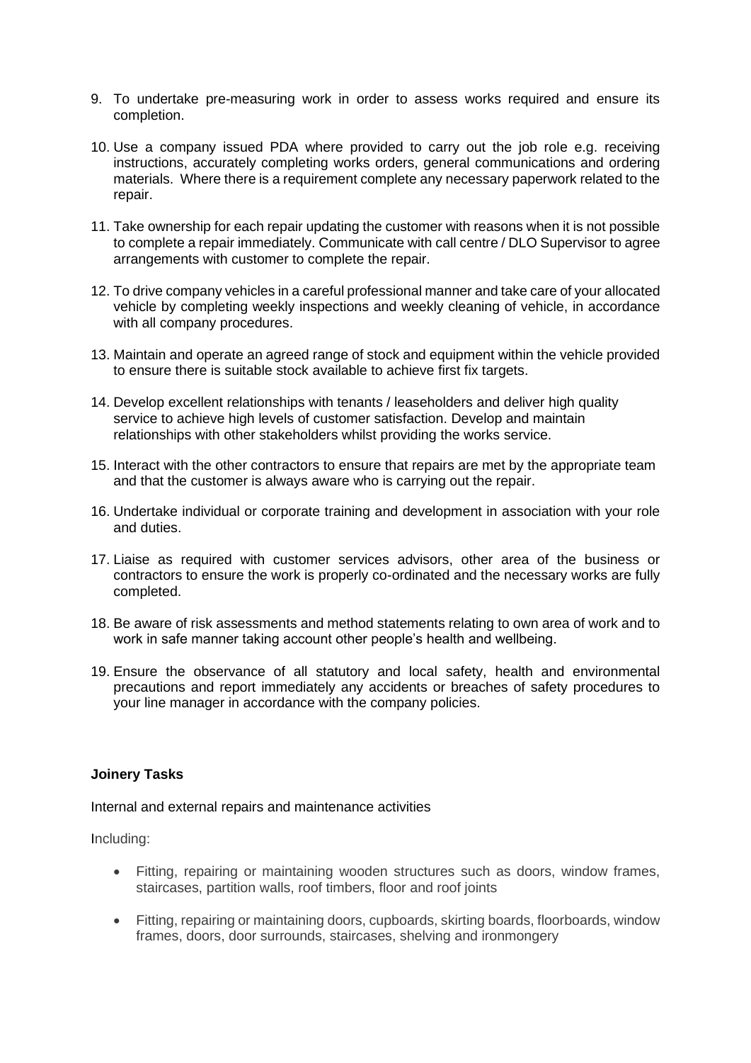9. To undertake pre-measuring work in order to assess works required and ensure its completion.

10. Use a company issued PDA where provided to carry out the job role e.g. receiving instructions, accurately completing works orders, general communications and ordering materials. Where there is a requirement complete any necessary paperwork related to the repair.

11. Take ownership for each repair updating the customer with reasons when it is not possible to complete a repair immediately. Communicate with call centre / DLO Supervisor to agree arrangements with customer to complete the repair.

12. To drive company vehicles in a careful professional manner and take care of your allocated vehicle by completing weekly inspections and weekly cleaning of vehicle, in accordance with all company procedures.

13. Maintain and operate an agreed range of stock and equipment within the vehicle provided to ensure there is suitable stock available to achieve first fix targets.

14. Develop excellent relationships with tenants / leaseholders and deliver high quality service to achieve high levels of customer satisfaction. Develop and maintain relationships with other stakeholders whilst providing the works service.

15. Interact with the other contractors to ensure that repairs are met by the appropriate team and that the customer is always aware who is carrying out the repair.

16. Undertake individual or corporate training and development in association with your role and duties.

17. Liaise as required with customer services advisors, other area of the business or contractors to ensure the work is properly co-ordinated and the necessary works are fully completed.

18. Be aware of risk assessments and method statements relating to own area of work and to work in safe manner taking account other people's health and wellbeing.

19. Ensure the observance of all statutory and local safety, health and environmental precautions and report immediately any accidents or breaches of safety procedures to your line manager in accordance with the company policies.

**Joinery Tasks**

Internal and external repairs and maintenance activities

Including:

- Fitting, repairing or maintaining wooden structures such as doors, window frames, staircases, partition walls, roof timbers, floor and roof joints
- Fitting, repairing or maintaining doors, cupboards, skirting boards, floorboards, window frames, doors, door surrounds, staircases, shelving and ironmongery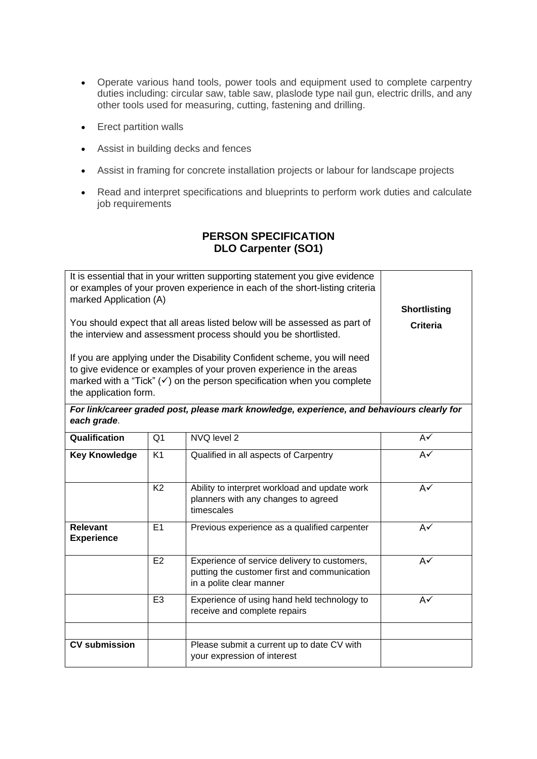- Operate various hand tools, power tools and equipment used to complete carpentry duties including: circular saw, table saw, plaslode type nail gun, electric drills, and any other tools used for measuring, cutting, fastening and drilling.
- Erect partition walls
- Assist in building decks and fences
- Assist in framing for concrete installation projects or labour for landscape projects
- Read and interpret specifications and blueprints to perform work duties and calculate job requirements

## PERSON SPECIFICATION
## DLO Carpenter (SO1)

| It is essential that in your written supporting statement you give evidence or examples of your proven experience in each of the short-listing criteria marked Application (A)<br><br>You should expect that all areas listed below will be assessed as part of the interview and assessment process should you be shortlisted.<br><br>If you are applying under the Disability Confident scheme, you will need to give evidence or examples of your proven experience in the areas marked with a "Tick" (✓) on the person specification when you complete the application form. | | | **Shortlisting Criteria** |
|---|---|---|---|
| ***For link/career graded post, please mark knowledge, experience, and behaviours clearly for each grade*.** | | | |
| **Qualification** | Q1 | NVQ level 2 | A✓ |
| **Key Knowledge** | K1 | Qualified in all aspects of Carpentry | A✓ |
| | K2 | Ability to interpret workload and update work planners with any changes to agreed timescales | A✓ |
| **Relevant Experience** | E1 | Previous experience as a qualified carpenter | A✓ |
| | E2 | Experience of service delivery to customers, putting the customer first and communication in a polite clear manner | A✓ |
| | E3 | Experience of using hand held technology to receive and complete repairs | A✓ |
| | | | |
| **CV submission** | | Please submit a current up to date CV with your expression of interest | |